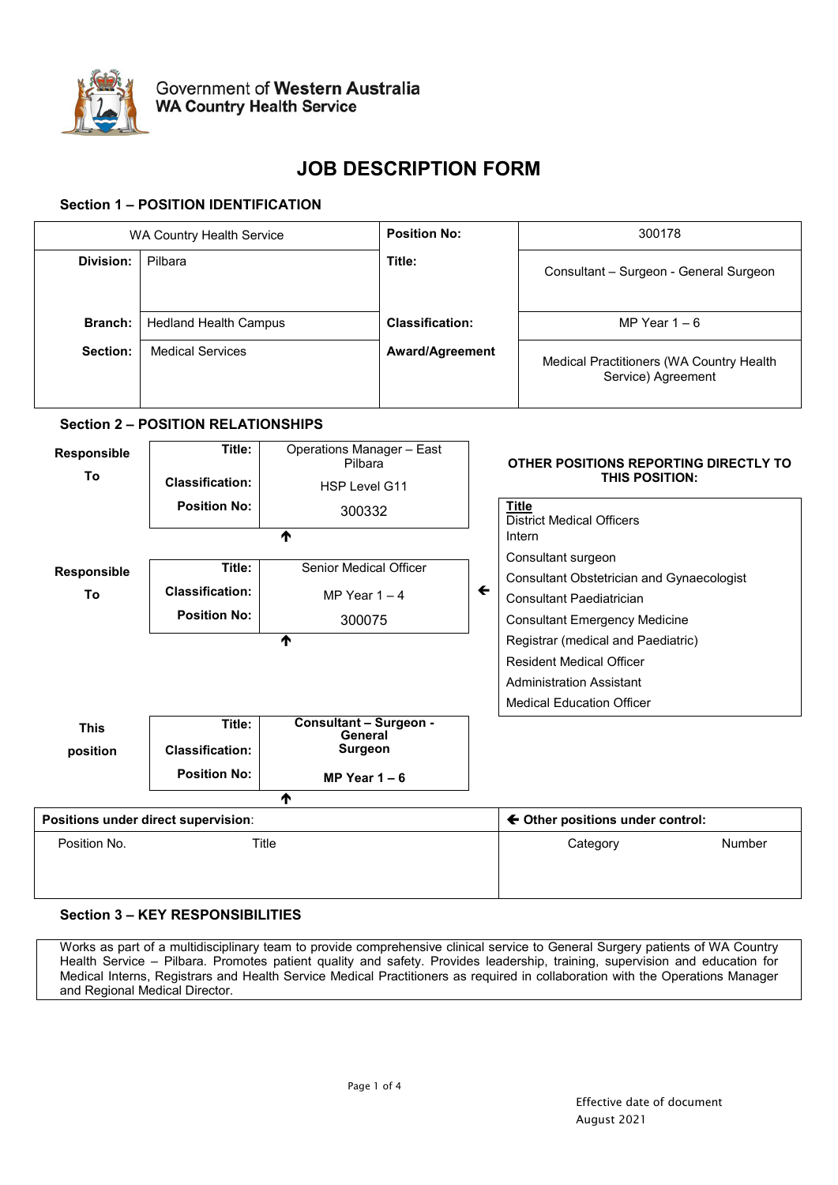Government of **Western Australia**
**WA Country Health Service**

# JOB DESCRIPTION FORM

## Section 1 – POSITION IDENTIFICATION

| WA Country Health Service | | **Position No:** | 300178 |
|---|---|---|---|
| **Division:** | Pilbara | **Title:** | Consultant – Surgeon - General Surgeon |
| **Branch:** | Hedland Health Campus | **Classification:** | MP Year 1 – 6 |
| **Section:** | Medical Services | **Award/Agreement** | Medical Practitioners (WA Country Health Service) Agreement |

## Section 2 – POSITION RELATIONSHIPS

**Responsible To**

| | |
|---|---|
| **Title:** | Operations Manager – East Pilbara |
| **Classification:** | HSP Level G11 |
| **Position No:** | 300332 |

↑

**Responsible To**

| | |
|---|---|
| **Title:** | Senior Medical Officer |
| **Classification:** | MP Year 1 – 4 |
| **Position No:** | 300075 |

↑

**This position**

| | |
|---|---|
| **Title:** | **Consultant – Surgeon - General Surgeon** |
| **Classification:** | |
| **Position No:** | **MP Year 1 – 6** |

↑

**OTHER POSITIONS REPORTING DIRECTLY TO THIS POSITION:**

| Title |
|---|
| District Medical Officers |
| Intern |
| Consultant surgeon |
| Consultant Obstetrician and Gynaecologist |
| Consultant Paediatrician |
| Consultant Emergency Medicine |
| Registrar (medical and Paediatric) |
| Resident Medical Officer |
| Administration Assistant |
| Medical Education Officer |

| **Positions under direct supervision**: | | **← Other positions under control:** | |
|---|---|---|---|
| Position No. | Title | Category | Number |
| | | | |

## Section 3 – KEY RESPONSIBILITIES

Works as part of a multidisciplinary team to provide comprehensive clinical service to General Surgery patients of WA Country Health Service – Pilbara. Promotes patient quality and safety. Provides leadership, training, supervision and education for Medical Interns, Registrars and Health Service Medical Practitioners as required in collaboration with the Operations Manager and Regional Medical Director.

Effective date of document
August 2021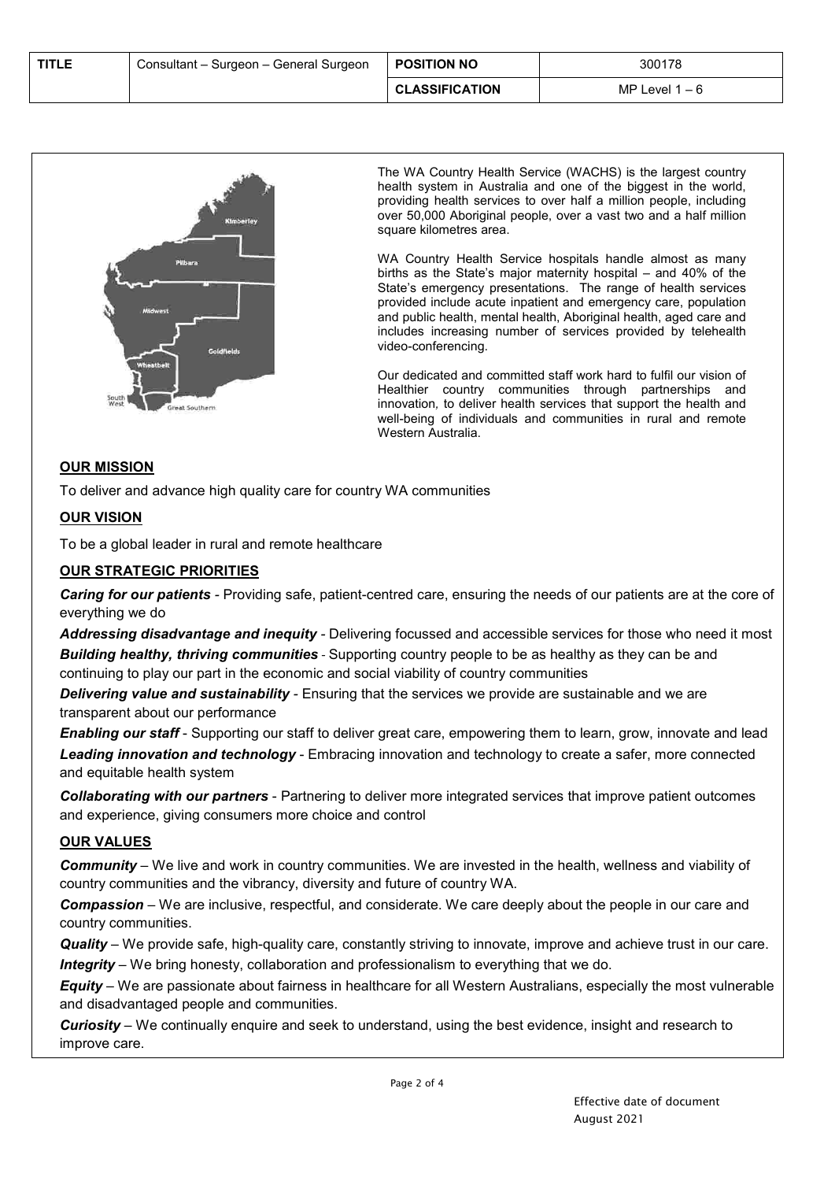| TITLE | Consultant – Surgeon – General Surgeon | POSITION NO | 300178 |
| --- | --- | --- | --- |
| | | CLASSIFICATION | MP Level 1 – 6 |

The WA Country Health Service (WACHS) is the largest country health system in Australia and one of the biggest in the world, providing health services to over half a million people, including over 50,000 Aboriginal people, over a vast two and a half million square kilometres area.

WA Country Health Service hospitals handle almost as many births as the State's major maternity hospital – and 40% of the State's emergency presentations. The range of health services provided include acute inpatient and emergency care, population and public health, mental health, Aboriginal health, aged care and includes increasing number of services provided by telehealth video-conferencing.

Our dedicated and committed staff work hard to fulfil our vision of Healthier country communities through partnerships and innovation, to deliver health services that support the health and well-being of individuals and communities in rural and remote Western Australia.

## OUR MISSION

To deliver and advance high quality care for country WA communities

## OUR VISION

To be a global leader in rural and remote healthcare

## OUR STRATEGIC PRIORITIES

***Caring for our patients*** - Providing safe, patient-centred care, ensuring the needs of our patients are at the core of everything we do

***Addressing disadvantage and inequity*** - Delivering focussed and accessible services for those who need it most

***Building healthy, thriving communities*** - Supporting country people to be as healthy as they can be and continuing to play our part in the economic and social viability of country communities

***Delivering value and sustainability*** - Ensuring that the services we provide are sustainable and we are transparent about our performance

***Enabling our staff*** - Supporting our staff to deliver great care, empowering them to learn, grow, innovate and lead

***Leading innovation and technology*** - Embracing innovation and technology to create a safer, more connected and equitable health system

***Collaborating with our partners*** - Partnering to deliver more integrated services that improve patient outcomes and experience, giving consumers more choice and control

## OUR VALUES

***Community*** – We live and work in country communities. We are invested in the health, wellness and viability of country communities and the vibrancy, diversity and future of country WA.

***Compassion*** – We are inclusive, respectful, and considerate. We care deeply about the people in our care and country communities.

***Quality*** – We provide safe, high-quality care, constantly striving to innovate, improve and achieve trust in our care.

***Integrity*** – We bring honesty, collaboration and professionalism to everything that we do.

***Equity*** – We are passionate about fairness in healthcare for all Western Australians, especially the most vulnerable and disadvantaged people and communities.

***Curiosity*** – We continually enquire and seek to understand, using the best evidence, insight and research to improve care.

Effective date of document
August 2021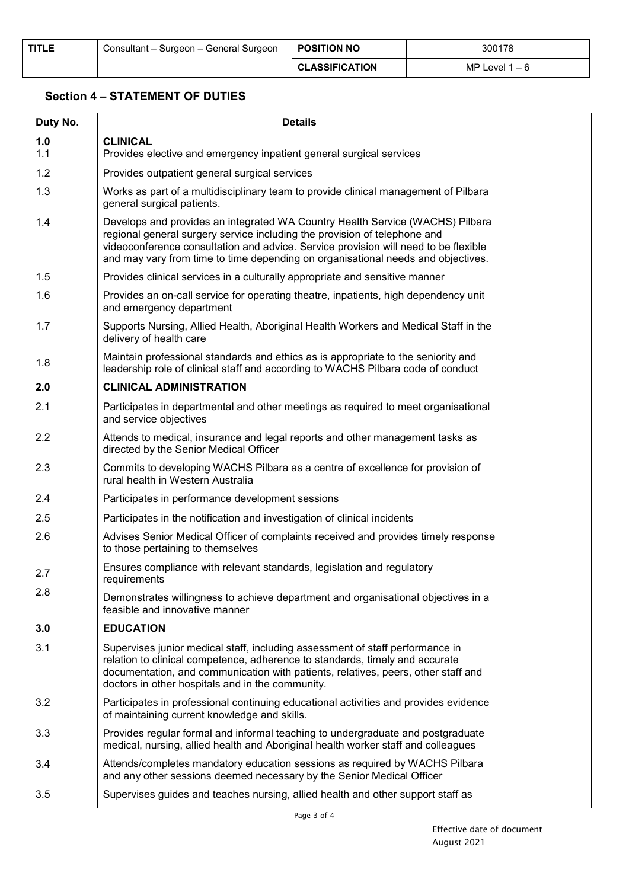| TITLE | Consultant – Surgeon – General Surgeon | POSITION NO | 300178 |
|---|---|---|---|
| | | CLASSIFICATION | MP Level 1 – 6 |

## Section 4 – STATEMENT OF DUTIES

| Duty No. | Details | | |
|---|---|---|---|
| **1.0** | **CLINICAL** | | |
| 1.1 | Provides elective and emergency inpatient general surgical services | | |
| 1.2 | Provides outpatient general surgical services | | |
| 1.3 | Works as part of a multidisciplinary team to provide clinical management of Pilbara general surgical patients. | | |
| 1.4 | Develops and provides an integrated WA Country Health Service (WACHS) Pilbara regional general surgery service including the provision of telephone and videoconference consultation and advice. Service provision will need to be flexible and may vary from time to time depending on organisational needs and objectives. | | |
| 1.5 | Provides clinical services in a culturally appropriate and sensitive manner | | |
| 1.6 | Provides an on-call service for operating theatre, inpatients, high dependency unit and emergency department | | |
| 1.7 | Supports Nursing, Allied Health, Aboriginal Health Workers and Medical Staff in the delivery of health care | | |
| 1.8 | Maintain professional standards and ethics as is appropriate to the seniority and leadership role of clinical staff and according to WACHS Pilbara code of conduct | | |
| **2.0** | **CLINICAL ADMINISTRATION** | | |
| 2.1 | Participates in departmental and other meetings as required to meet organisational and service objectives | | |
| 2.2 | Attends to medical, insurance and legal reports and other management tasks as directed by the Senior Medical Officer | | |
| 2.3 | Commits to developing WACHS Pilbara as a centre of excellence for provision of rural health in Western Australia | | |
| 2.4 | Participates in performance development sessions | | |
| 2.5 | Participates in the notification and investigation of clinical incidents | | |
| 2.6 | Advises Senior Medical Officer of complaints received and provides timely response to those pertaining to themselves | | |
| 2.7 | Ensures compliance with relevant standards, legislation and regulatory requirements | | |
| 2.8 | Demonstrates willingness to achieve department and organisational objectives in a feasible and innovative manner | | |
| **3.0** | **EDUCATION** | | |
| 3.1 | Supervises junior medical staff, including assessment of staff performance in relation to clinical competence, adherence to standards, timely and accurate documentation, and communication with patients, relatives, peers, other staff and doctors in other hospitals and in the community. | | |
| 3.2 | Participates in professional continuing educational activities and provides evidence of maintaining current knowledge and skills. | | |
| 3.3 | Provides regular formal and informal teaching to undergraduate and postgraduate medical, nursing, allied health and Aboriginal health worker staff and colleagues | | |
| 3.4 | Attends/completes mandatory education sessions as required by WACHS Pilbara and any other sessions deemed necessary by the Senior Medical Officer | | |
| 3.5 | Supervises guides and teaches nursing, allied health and other support staff as | | |

Effective date of document
August 2021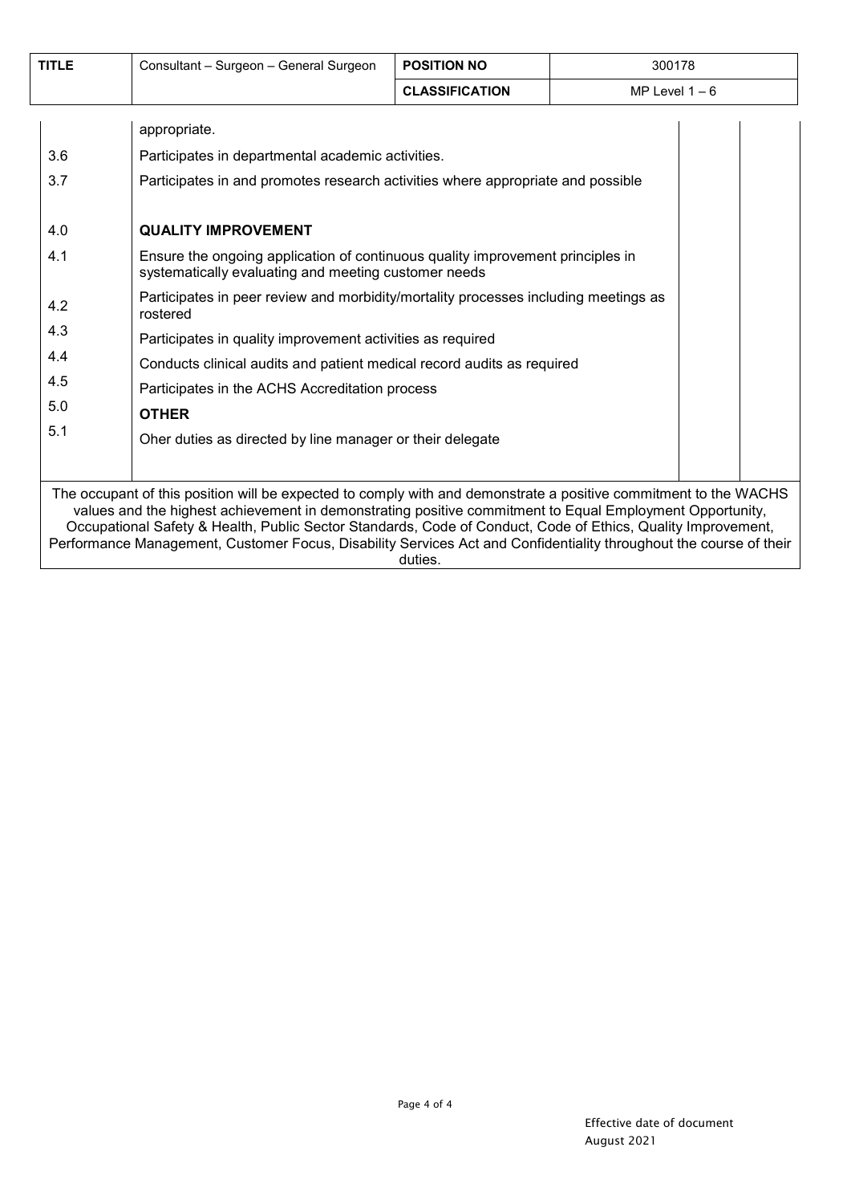| TITLE | Consultant – Surgeon – General Surgeon | POSITION NO | 300178 |
| --- | --- | --- | --- |
| | | CLASSIFICATION | MP Level 1 – 6 |

| | | | |
| --- | --- | --- | --- |
| | appropriate. | | |
| 3.6 | Participates in departmental academic activities. | | |
| 3.7 | Participates in and promotes research activities where appropriate and possible | | |
| 4.0 | **QUALITY IMPROVEMENT** | | |
| 4.1 | Ensure the ongoing application of continuous quality improvement principles in systematically evaluating and meeting customer needs | | |
| 4.2 | Participates in peer review and morbidity/mortality processes including meetings as rostered | | |
| 4.3 | Participates in quality improvement activities as required | | |
| 4.4 | Conducts clinical audits and patient medical record audits as required | | |
| 4.5 | Participates in the ACHS Accreditation process | | |
| 5.0 | **OTHER** | | |
| 5.1 | Oher duties as directed by line manager or their delegate | | |

The occupant of this position will be expected to comply with and demonstrate a positive commitment to the WACHS values and the highest achievement in demonstrating positive commitment to Equal Employment Opportunity, Occupational Safety & Health, Public Sector Standards, Code of Conduct, Code of Ethics, Quality Improvement, Performance Management, Customer Focus, Disability Services Act and Confidentiality throughout the course of their duties.

Effective date of document
August 2021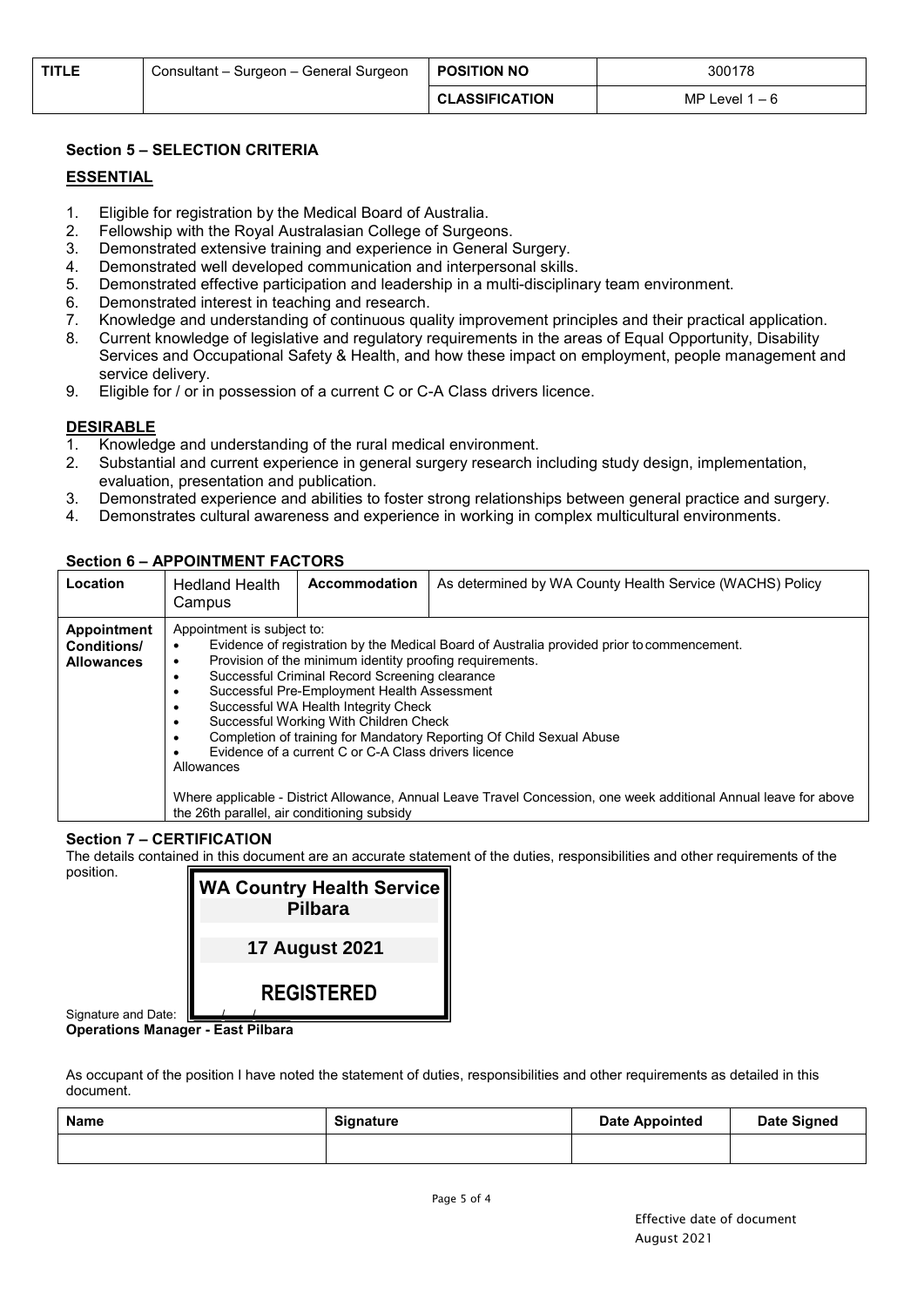| TITLE | Consultant – Surgeon – General Surgeon | POSITION NO | 300178 |
|---|---|---|---|
| | | CLASSIFICATION | MP Level 1 – 6 |

## Section 5 – SELECTION CRITERIA

### ESSENTIAL

1. Eligible for registration by the Medical Board of Australia.
2. Fellowship with the Royal Australasian College of Surgeons.
3. Demonstrated extensive training and experience in General Surgery.
4. Demonstrated well developed communication and interpersonal skills.
5. Demonstrated effective participation and leadership in a multi-disciplinary team environment.
6. Demonstrated interest in teaching and research.
7. Knowledge and understanding of continuous quality improvement principles and their practical application.
8. Current knowledge of legislative and regulatory requirements in the areas of Equal Opportunity, Disability Services and Occupational Safety & Health, and how these impact on employment, people management and service delivery.
9. Eligible for / or in possession of a current C or C-A Class drivers licence.

### DESIRABLE

1. Knowledge and understanding of the rural medical environment.
2. Substantial and current experience in general surgery research including study design, implementation, evaluation, presentation and publication.
3. Demonstrated experience and abilities to foster strong relationships between general practice and surgery.
4. Demonstrates cultural awareness and experience in working in complex multicultural environments.

## Section 6 – APPOINTMENT FACTORS

| Location | Hedland Health Campus | Accommodation | As determined by WA County Health Service (WACHS) Policy |
|---|---|---|---|
| Appointment Conditions/ Allowances | Appointment is subject to:<br>• Evidence of registration by the Medical Board of Australia provided prior to commencement.<br>• Provision of the minimum identity proofing requirements.<br>• Successful Criminal Record Screening clearance<br>• Successful Pre-Employment Health Assessment<br>• Successful WA Health Integrity Check<br>• Successful Working With Children Check<br>• Completion of training for Mandatory Reporting Of Child Sexual Abuse<br>• Evidence of a current C or C-A Class drivers licence<br>Allowances<br><br>Where applicable - District Allowance, Annual Leave Travel Concession, one week additional Annual leave for above the 26th parallel, air conditioning subsidy | | |

## Section 7 – CERTIFICATION

The details contained in this document are an accurate statement of the duties, responsibilities and other requirements of the position.

**WA Country Health Service Pilbara**

**17 August 2021**

**REGISTERED**

Signature and Date: ____/____/____

**Operations Manager - East Pilbara**

As occupant of the position I have noted the statement of duties, responsibilities and other requirements as detailed in this document.

| Name | Signature | Date Appointed | Date Signed |
|---|---|---|---|
| | | | |

Effective date of document
August 2021